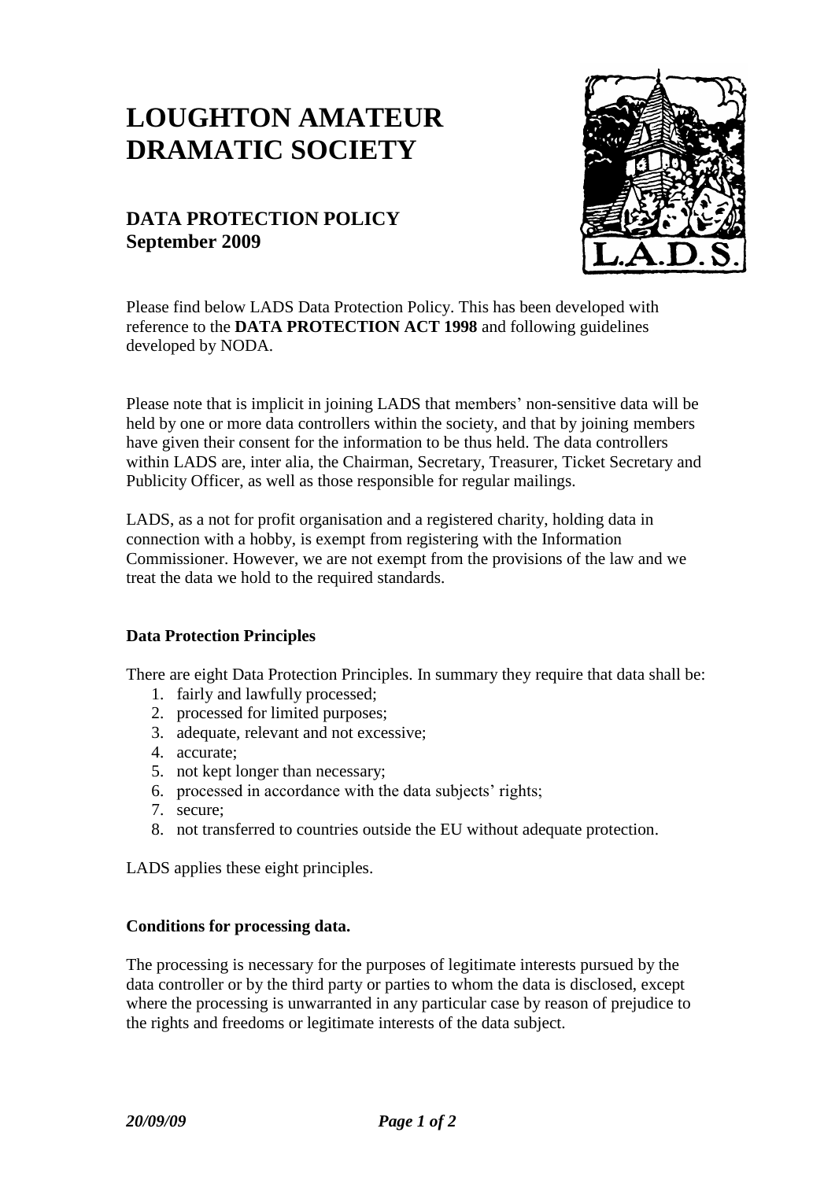# LOUGHTON AMATEUR DRAMATIC SOCIETY

## DATA PROTECTION POLICY
## September 2009

Please find below LADS Data Protection Policy. This has been developed with reference to the **DATA PROTECTION ACT 1998** and following guidelines developed by NODA.

Please note that is implicit in joining LADS that members' non-sensitive data will be held by one or more data controllers within the society, and that by joining members have given their consent for the information to be thus held. The data controllers within LADS are, inter alia, the Chairman, Secretary, Treasurer, Ticket Secretary and Publicity Officer, as well as those responsible for regular mailings.

LADS, as a not for profit organisation and a registered charity, holding data in connection with a hobby, is exempt from registering with the Information Commissioner. However, we are not exempt from the provisions of the law and we treat the data we hold to the required standards.

### Data Protection Principles

There are eight Data Protection Principles. In summary they require that data shall be:

1. fairly and lawfully processed;
2. processed for limited purposes;
3. adequate, relevant and not excessive;
4. accurate;
5. not kept longer than necessary;
6. processed in accordance with the data subjects' rights;
7. secure;
8. not transferred to countries outside the EU without adequate protection.

LADS applies these eight principles.

### Conditions for processing data.

The processing is necessary for the purposes of legitimate interests pursued by the data controller or by the third party or parties to whom the data is disclosed, except where the processing is unwarranted in any particular case by reason of prejudice to the rights and freedoms or legitimate interests of the data subject.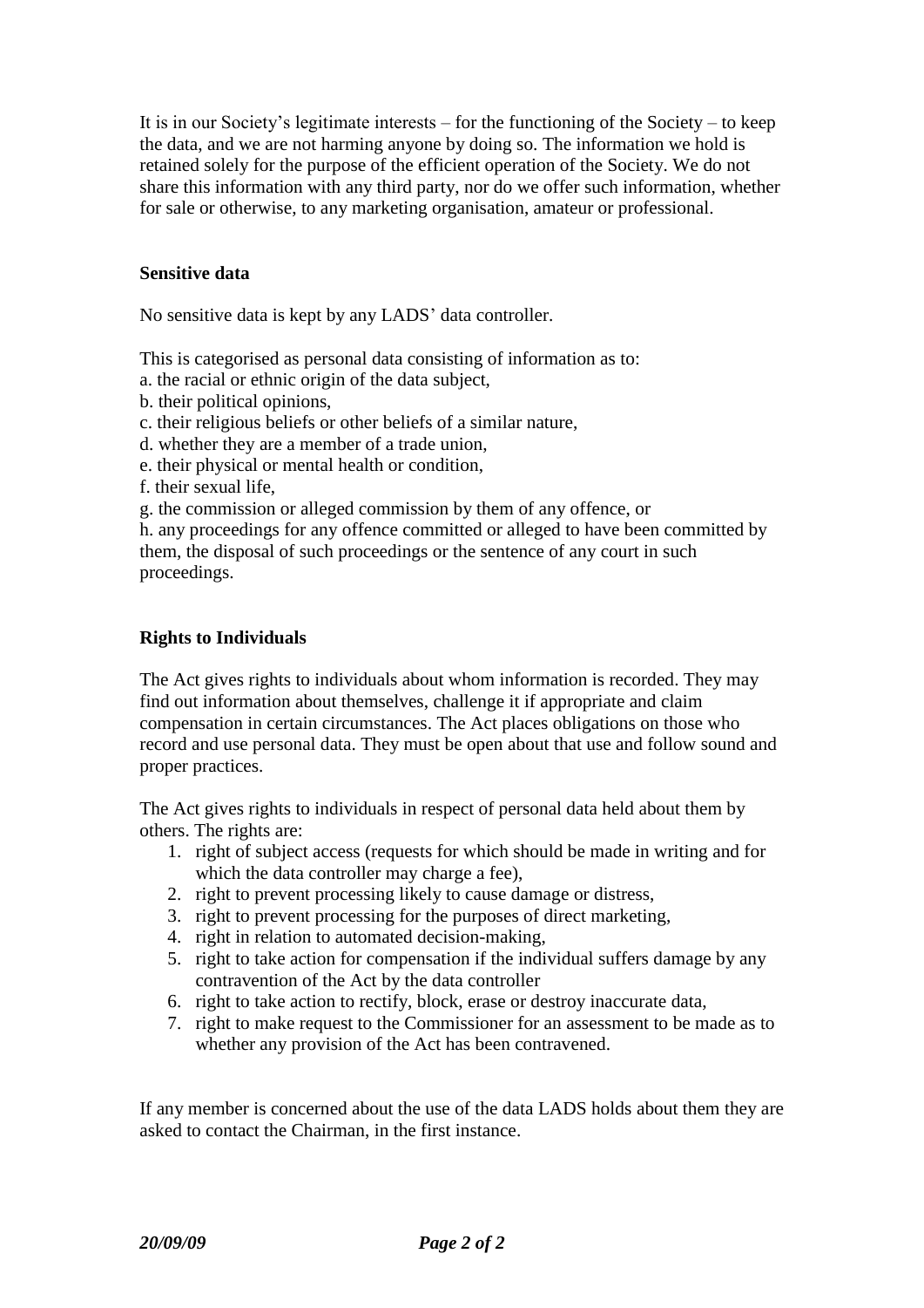It is in our Society's legitimate interests – for the functioning of the Society – to keep the data, and we are not harming anyone by doing so. The information we hold is retained solely for the purpose of the efficient operation of the Society. We do not share this information with any third party, nor do we offer such information, whether for sale or otherwise, to any marketing organisation, amateur or professional.

**Sensitive data**

No sensitive data is kept by any LADS' data controller.

This is categorised as personal data consisting of information as to:
a. the racial or ethnic origin of the data subject,
b. their political opinions,
c. their religious beliefs or other beliefs of a similar nature,
d. whether they are a member of a trade union,
e. their physical or mental health or condition,
f. their sexual life,
g. the commission or alleged commission by them of any offence, or
h. any proceedings for any offence committed or alleged to have been committed by them, the disposal of such proceedings or the sentence of any court in such proceedings.

**Rights to Individuals**

The Act gives rights to individuals about whom information is recorded. They may find out information about themselves, challenge it if appropriate and claim compensation in certain circumstances. The Act places obligations on those who record and use personal data. They must be open about that use and follow sound and proper practices.

The Act gives rights to individuals in respect of personal data held about them by others. The rights are:

1. right of subject access (requests for which should be made in writing and for which the data controller may charge a fee),
2. right to prevent processing likely to cause damage or distress,
3. right to prevent processing for the purposes of direct marketing,
4. right in relation to automated decision-making,
5. right to take action for compensation if the individual suffers damage by any contravention of the Act by the data controller
6. right to take action to rectify, block, erase or destroy inaccurate data,
7. right to make request to the Commissioner for an assessment to be made as to whether any provision of the Act has been contravened.

If any member is concerned about the use of the data LADS holds about them they are asked to contact the Chairman, in the first instance.

*20/09/09*